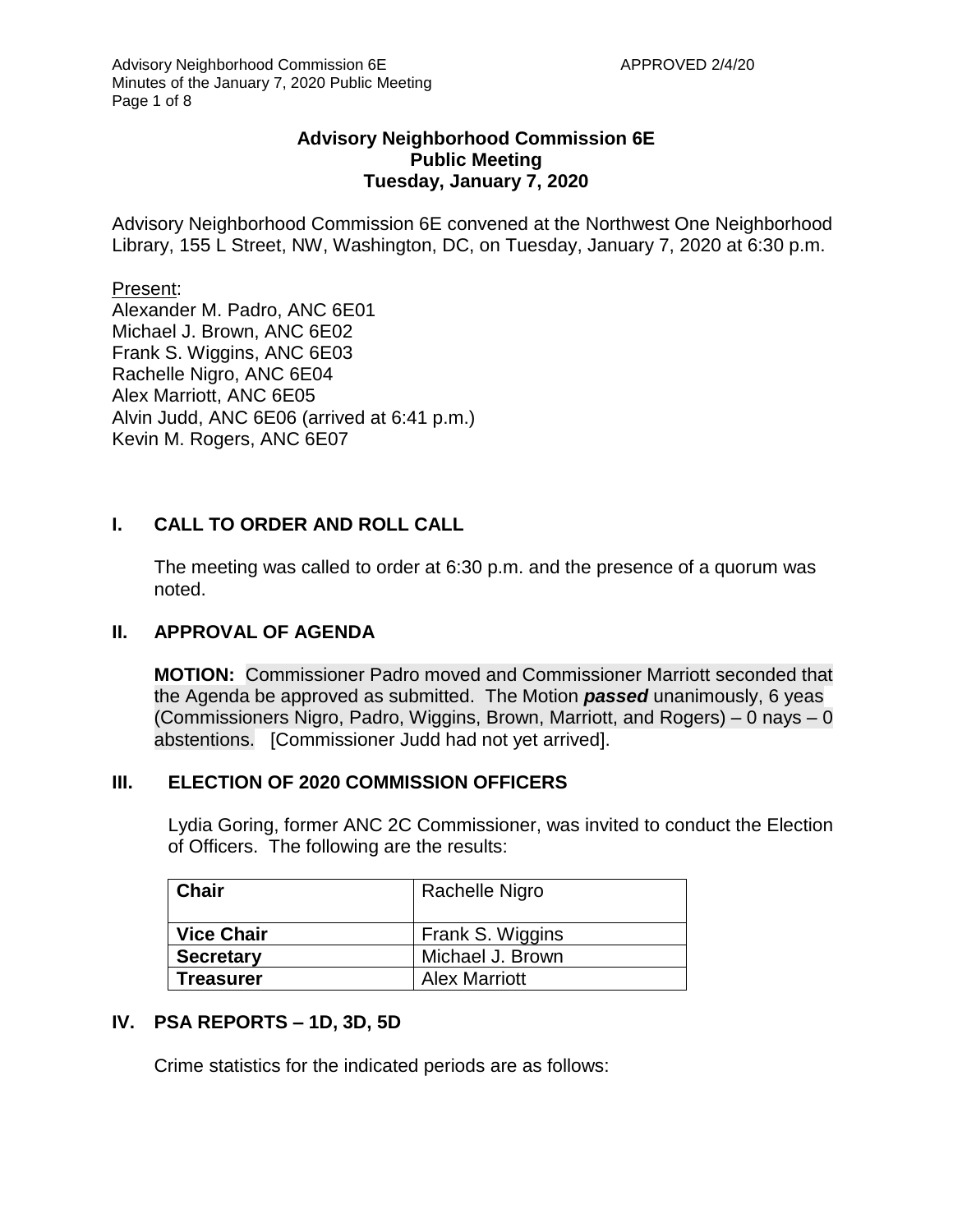**Advisory Neighborhood Commission 6E**
**Public Meeting**
**Tuesday, January 7, 2020**

Advisory Neighborhood Commission 6E convened at the Northwest One Neighborhood Library, 155 L Street, NW, Washington, DC, on Tuesday, January 7, 2020 at 6:30 p.m.

Present:
Alexander M. Padro, ANC 6E01
Michael J. Brown, ANC 6E02
Frank S. Wiggins, ANC 6E03
Rachelle Nigro, ANC 6E04
Alex Marriott, ANC 6E05
Alvin Judd, ANC 6E06 (arrived at 6:41 p.m.)
Kevin M. Rogers, ANC 6E07

## I. CALL TO ORDER AND ROLL CALL

The meeting was called to order at 6:30 p.m. and the presence of a quorum was noted.

## II. APPROVAL OF AGENDA

**MOTION:** Commissioner Padro moved and Commissioner Marriott seconded that the Agenda be approved as submitted. The Motion ***passed*** unanimously, 6 yeas (Commissioners Nigro, Padro, Wiggins, Brown, Marriott, and Rogers) – 0 nays – 0 abstentions. [Commissioner Judd had not yet arrived].

## III. ELECTION OF 2020 COMMISSION OFFICERS

Lydia Goring, former ANC 2C Commissioner, was invited to conduct the Election of Officers. The following are the results:

| | |
|---|---|
| **Chair** | Rachelle Nigro |
| **Vice Chair** | Frank S. Wiggins |
| **Secretary** | Michael J. Brown |
| **Treasurer** | Alex Marriott |

## IV. PSA REPORTS – 1D, 3D, 5D

Crime statistics for the indicated periods are as follows: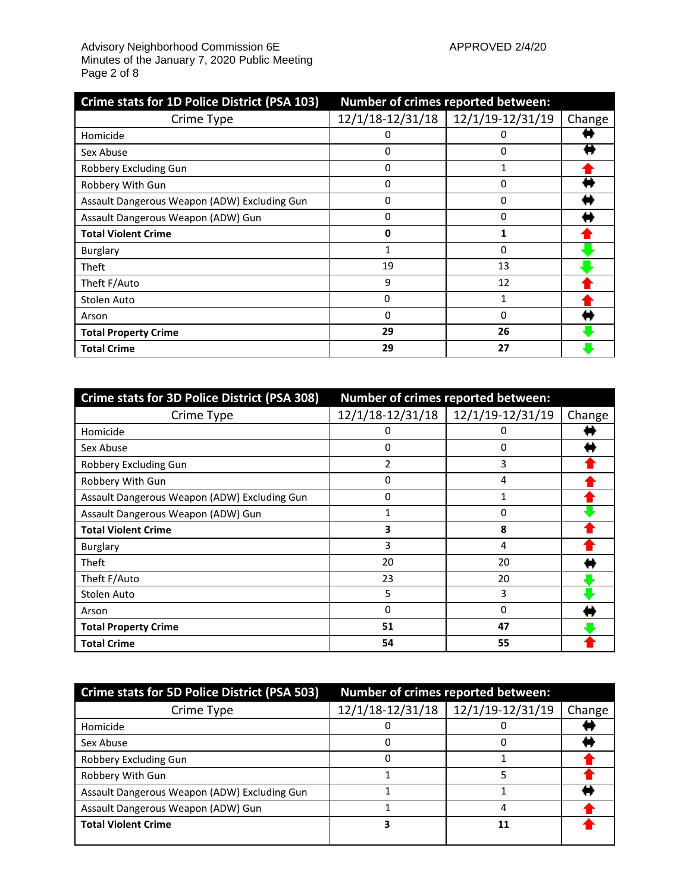| Crime stats for 1D Police District (PSA 103) | Number of crimes reported between: | | |
| --- | --- | --- | --- |
| Crime Type | 12/1/18-12/31/18 | 12/1/19-12/31/19 | Change |
| Homicide | 0 | 0 | ↔ |
| Sex Abuse | 0 | 0 | ↔ |
| Robbery Excluding Gun | 0 | 1 | ↑ |
| Robbery With Gun | 0 | 0 | ↔ |
| Assault Dangerous Weapon (ADW) Excluding Gun | 0 | 0 | ↔ |
| Assault Dangerous Weapon (ADW) Gun | 0 | 0 | ↔ |
| **Total Violent Crime** | **0** | **1** | ↑ |
| Burglary | 1 | 0 | ↓ |
| Theft | 19 | 13 | ↓ |
| Theft F/Auto | 9 | 12 | ↑ |
| Stolen Auto | 0 | 1 | ↑ |
| Arson | 0 | 0 | ↔ |
| **Total Property Crime** | **29** | **26** | ↓ |
| **Total Crime** | **29** | **27** | ↓ |

| Crime stats for 3D Police District (PSA 308) | Number of crimes reported between: | | |
| --- | --- | --- | --- |
| Crime Type | 12/1/18-12/31/18 | 12/1/19-12/31/19 | Change |
| Homicide | 0 | 0 | ↔ |
| Sex Abuse | 0 | 0 | ↔ |
| Robbery Excluding Gun | 2 | 3 | ↑ |
| Robbery With Gun | 0 | 4 | ↑ |
| Assault Dangerous Weapon (ADW) Excluding Gun | 0 | 1 | ↑ |
| Assault Dangerous Weapon (ADW) Gun | 1 | 0 | ↓ |
| **Total Violent Crime** | **3** | **8** | ↑ |
| Burglary | 3 | 4 | ↑ |
| Theft | 20 | 20 | ↔ |
| Theft F/Auto | 23 | 20 | ↓ |
| Stolen Auto | 5 | 3 | ↓ |
| Arson | 0 | 0 | ↔ |
| **Total Property Crime** | **51** | **47** | ↓ |
| **Total Crime** | **54** | **55** | ↑ |

| Crime stats for 5D Police District (PSA 503) | Number of crimes reported between: | | |
| --- | --- | --- | --- |
| Crime Type | 12/1/18-12/31/18 | 12/1/19-12/31/19 | Change |
| Homicide | 0 | 0 | ↔ |
| Sex Abuse | 0 | 0 | ↔ |
| Robbery Excluding Gun | 0 | 1 | ↑ |
| Robbery With Gun | 1 | 5 | ↑ |
| Assault Dangerous Weapon (ADW) Excluding Gun | 1 | 1 | ↔ |
| Assault Dangerous Weapon (ADW) Gun | 1 | 4 | ↑ |
| **Total Violent Crime** | **3** | **11** | ↑ |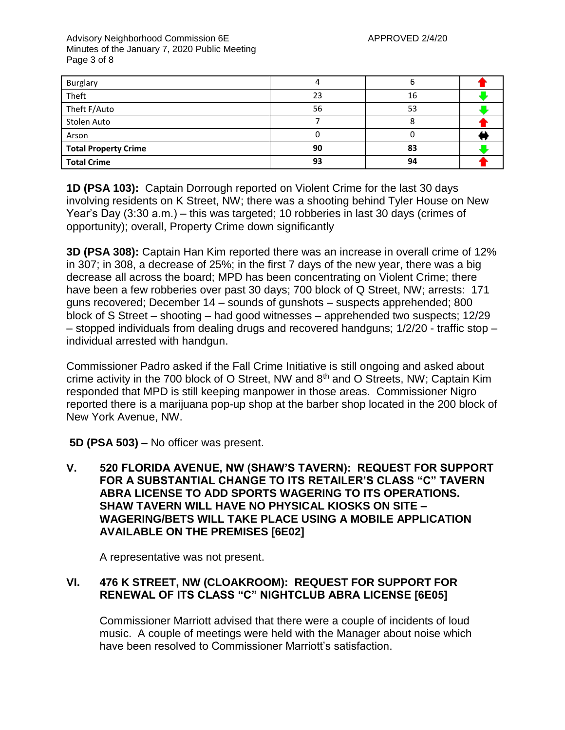| | | | |
|---|---|---|---|
| Burglary | 4 | 6 | ↑ |
| Theft | 23 | 16 | ↓ |
| Theft F/Auto | 56 | 53 | ↓ |
| Stolen Auto | 7 | 8 | ↑ |
| Arson | 0 | 0 | ↔ |
| **Total Property Crime** | **90** | **83** | ↓ |
| **Total Crime** | **93** | **94** | ↑ |

**1D (PSA 103):** Captain Dorrough reported on Violent Crime for the last 30 days involving residents on K Street, NW; there was a shooting behind Tyler House on New Year's Day (3:30 a.m.) – this was targeted; 10 robberies in last 30 days (crimes of opportunity); overall, Property Crime down significantly

**3D (PSA 308):** Captain Han Kim reported there was an increase in overall crime of 12% in 307; in 308, a decrease of 25%; in the first 7 days of the new year, there was a big decrease all across the board; MPD has been concentrating on Violent Crime; there have been a few robberies over past 30 days; 700 block of Q Street, NW; arrests: 171 guns recovered; December 14 – sounds of gunshots – suspects apprehended; 800 block of S Street – shooting – had good witnesses – apprehended two suspects; 12/29 – stopped individuals from dealing drugs and recovered handguns; 1/2/20 - traffic stop – individual arrested with handgun.

Commissioner Padro asked if the Fall Crime Initiative is still ongoing and asked about crime activity in the 700 block of O Street, NW and 8th and O Streets, NW; Captain Kim responded that MPD is still keeping manpower in those areas. Commissioner Nigro reported there is a marijuana pop-up shop at the barber shop located in the 200 block of New York Avenue, NW.

**5D (PSA 503) –** No officer was present.

## V. 520 FLORIDA AVENUE, NW (SHAW'S TAVERN): REQUEST FOR SUPPORT FOR A SUBSTANTIAL CHANGE TO ITS RETAILER'S CLASS "C" TAVERN ABRA LICENSE TO ADD SPORTS WAGERING TO ITS OPERATIONS. SHAW TAVERN WILL HAVE NO PHYSICAL KIOSKS ON SITE – WAGERING/BETS WILL TAKE PLACE USING A MOBILE APPLICATION AVAILABLE ON THE PREMISES [6E02]

A representative was not present.

## VI. 476 K STREET, NW (CLOAKROOM): REQUEST FOR SUPPORT FOR RENEWAL OF ITS CLASS "C" NIGHTCLUB ABRA LICENSE [6E05]

Commissioner Marriott advised that there were a couple of incidents of loud music. A couple of meetings were held with the Manager about noise which have been resolved to Commissioner Marriott's satisfaction.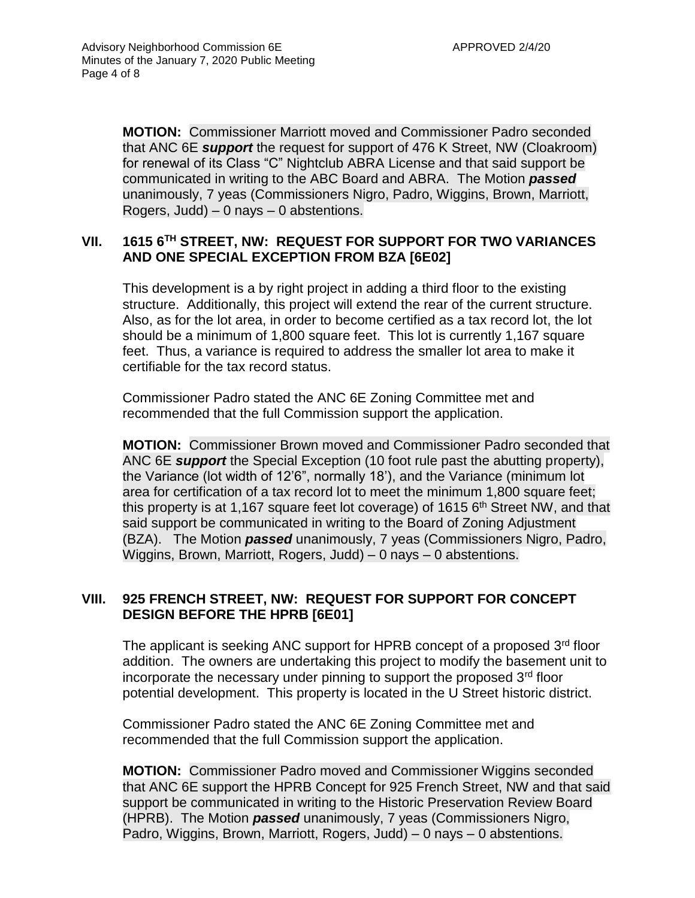**MOTION:** Commissioner Marriott moved and Commissioner Padro seconded that ANC 6E ***support*** the request for support of 476 K Street, NW (Cloakroom) for renewal of its Class "C" Nightclub ABRA License and that said support be communicated in writing to the ABC Board and ABRA. The Motion ***passed*** unanimously, 7 yeas (Commissioners Nigro, Padro, Wiggins, Brown, Marriott, Rogers, Judd) – 0 nays – 0 abstentions.

## VII. 1615 6TH STREET, NW: REQUEST FOR SUPPORT FOR TWO VARIANCES AND ONE SPECIAL EXCEPTION FROM BZA [6E02]

This development is a by right project in adding a third floor to the existing structure. Additionally, this project will extend the rear of the current structure. Also, as for the lot area, in order to become certified as a tax record lot, the lot should be a minimum of 1,800 square feet. This lot is currently 1,167 square feet. Thus, a variance is required to address the smaller lot area to make it certifiable for the tax record status.

Commissioner Padro stated the ANC 6E Zoning Committee met and recommended that the full Commission support the application.

**MOTION:** Commissioner Brown moved and Commissioner Padro seconded that ANC 6E ***support*** the Special Exception (10 foot rule past the abutting property), the Variance (lot width of 12'6", normally 18'), and the Variance (minimum lot area for certification of a tax record lot to meet the minimum 1,800 square feet; this property is at 1,167 square feet lot coverage) of 1615 6th Street NW, and that said support be communicated in writing to the Board of Zoning Adjustment (BZA). The Motion ***passed*** unanimously, 7 yeas (Commissioners Nigro, Padro, Wiggins, Brown, Marriott, Rogers, Judd) – 0 nays – 0 abstentions.

## VIII. 925 FRENCH STREET, NW: REQUEST FOR SUPPORT FOR CONCEPT DESIGN BEFORE THE HPRB [6E01]

The applicant is seeking ANC support for HPRB concept of a proposed 3rd floor addition. The owners are undertaking this project to modify the basement unit to incorporate the necessary under pinning to support the proposed 3rd floor potential development. This property is located in the U Street historic district.

Commissioner Padro stated the ANC 6E Zoning Committee met and recommended that the full Commission support the application.

**MOTION:** Commissioner Padro moved and Commissioner Wiggins seconded that ANC 6E support the HPRB Concept for 925 French Street, NW and that said support be communicated in writing to the Historic Preservation Review Board (HPRB). The Motion ***passed*** unanimously, 7 yeas (Commissioners Nigro, Padro, Wiggins, Brown, Marriott, Rogers, Judd) – 0 nays – 0 abstentions.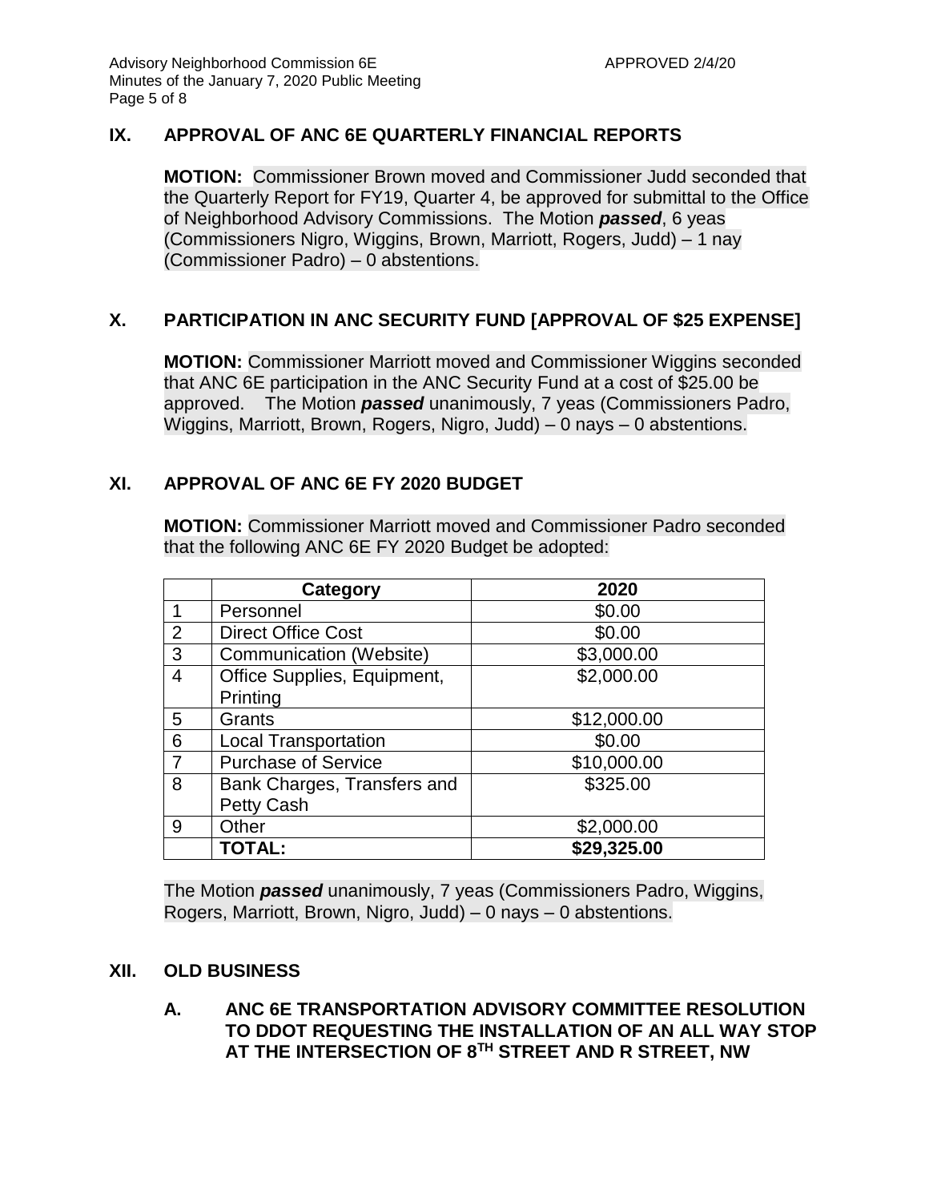## IX. APPROVAL OF ANC 6E QUARTERLY FINANCIAL REPORTS

**MOTION:** Commissioner Brown moved and Commissioner Judd seconded that the Quarterly Report for FY19, Quarter 4, be approved for submittal to the Office of Neighborhood Advisory Commissions. The Motion ***passed***, 6 yeas (Commissioners Nigro, Wiggins, Brown, Marriott, Rogers, Judd) – 1 nay (Commissioner Padro) – 0 abstentions.

## X. PARTICIPATION IN ANC SECURITY FUND [APPROVAL OF $25 EXPENSE]

**MOTION:** Commissioner Marriott moved and Commissioner Wiggins seconded that ANC 6E participation in the ANC Security Fund at a cost of $25.00 be approved. The Motion ***passed*** unanimously, 7 yeas (Commissioners Padro, Wiggins, Marriott, Brown, Rogers, Nigro, Judd) – 0 nays – 0 abstentions.

## XI. APPROVAL OF ANC 6E FY 2020 BUDGET

**MOTION:** Commissioner Marriott moved and Commissioner Padro seconded that the following ANC 6E FY 2020 Budget be adopted:

| | Category | 2020 |
|---|---|---|
| 1 | Personnel | $0.00 |
| 2 | Direct Office Cost | $0.00 |
| 3 | Communication (Website) | $3,000.00 |
| 4 | Office Supplies, Equipment, Printing | $2,000.00 |
| 5 | Grants | $12,000.00 |
| 6 | Local Transportation | $0.00 |
| 7 | Purchase of Service | $10,000.00 |
| 8 | Bank Charges, Transfers and Petty Cash | $325.00 |
| 9 | Other | $2,000.00 |
| | **TOTAL:** | **$29,325.00** |

The Motion ***passed*** unanimously, 7 yeas (Commissioners Padro, Wiggins, Rogers, Marriott, Brown, Nigro, Judd) – 0 nays – 0 abstentions.

## XII. OLD BUSINESS

### A. ANC 6E TRANSPORTATION ADVISORY COMMITTEE RESOLUTION TO DDOT REQUESTING THE INSTALLATION OF AN ALL WAY STOP AT THE INTERSECTION OF 8TH STREET AND R STREET, NW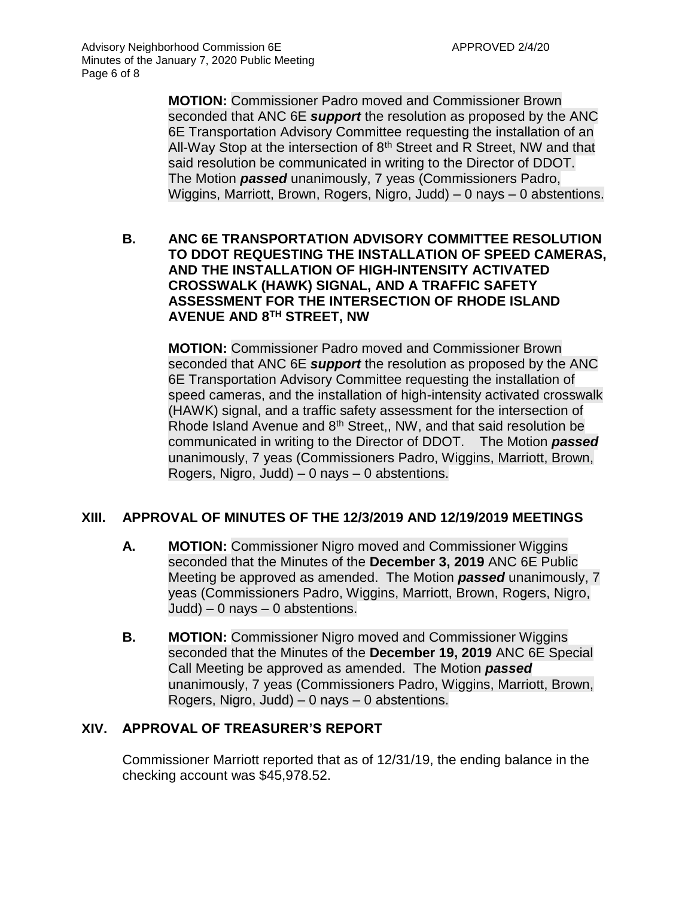**MOTION:** Commissioner Padro moved and Commissioner Brown seconded that ANC 6E ***support*** the resolution as proposed by the ANC 6E Transportation Advisory Committee requesting the installation of an All-Way Stop at the intersection of 8th Street and R Street, NW and that said resolution be communicated in writing to the Director of DDOT. The Motion ***passed*** unanimously, 7 yeas (Commissioners Padro, Wiggins, Marriott, Brown, Rogers, Nigro, Judd) – 0 nays – 0 abstentions.

### B. ANC 6E TRANSPORTATION ADVISORY COMMITTEE RESOLUTION TO DDOT REQUESTING THE INSTALLATION OF SPEED CAMERAS, AND THE INSTALLATION OF HIGH-INTENSITY ACTIVATED CROSSWALK (HAWK) SIGNAL, AND A TRAFFIC SAFETY ASSESSMENT FOR THE INTERSECTION OF RHODE ISLAND AVENUE AND 8TH STREET, NW

**MOTION:** Commissioner Padro moved and Commissioner Brown seconded that ANC 6E ***support*** the resolution as proposed by the ANC 6E Transportation Advisory Committee requesting the installation of speed cameras, and the installation of high-intensity activated crosswalk (HAWK) signal, and a traffic safety assessment for the intersection of Rhode Island Avenue and 8th Street,, NW, and that said resolution be communicated in writing to the Director of DDOT. The Motion ***passed*** unanimously, 7 yeas (Commissioners Padro, Wiggins, Marriott, Brown, Rogers, Nigro, Judd) – 0 nays – 0 abstentions.

## XIII. APPROVAL OF MINUTES OF THE 12/3/2019 AND 12/19/2019 MEETINGS

**A. MOTION:** Commissioner Nigro moved and Commissioner Wiggins seconded that the Minutes of the **December 3, 2019** ANC 6E Public Meeting be approved as amended. The Motion ***passed*** unanimously, 7 yeas (Commissioners Padro, Wiggins, Marriott, Brown, Rogers, Nigro, Judd) – 0 nays – 0 abstentions.

**B. MOTION:** Commissioner Nigro moved and Commissioner Wiggins seconded that the Minutes of the **December 19, 2019** ANC 6E Special Call Meeting be approved as amended. The Motion ***passed*** unanimously, 7 yeas (Commissioners Padro, Wiggins, Marriott, Brown, Rogers, Nigro, Judd) – 0 nays – 0 abstentions.

## XIV. APPROVAL OF TREASURER'S REPORT

Commissioner Marriott reported that as of 12/31/19, the ending balance in the checking account was $45,978.52.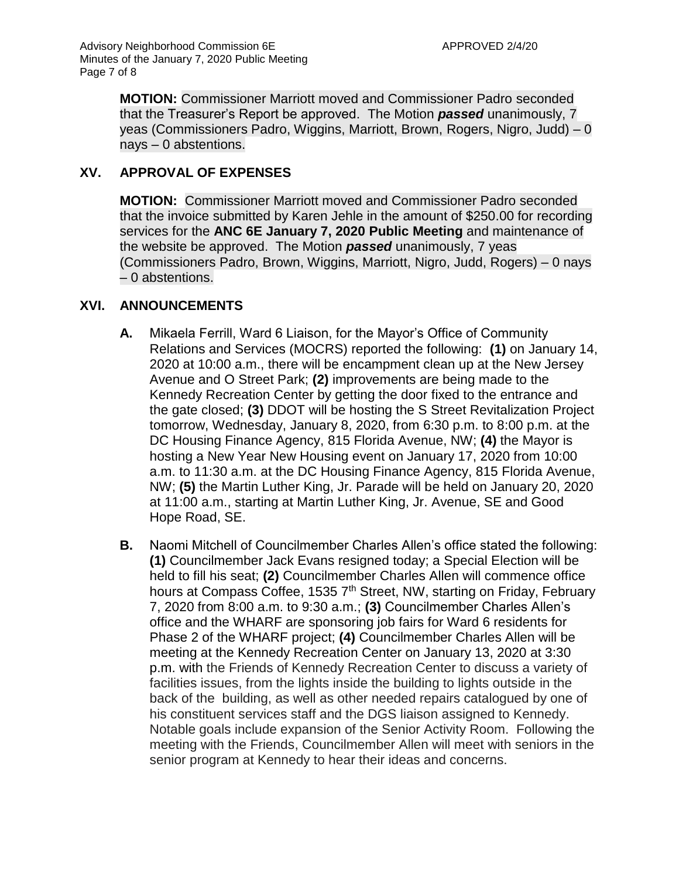**MOTION:** Commissioner Marriott moved and Commissioner Padro seconded that the Treasurer's Report be approved. The Motion ***passed*** unanimously, 7 yeas (Commissioners Padro, Wiggins, Marriott, Brown, Rogers, Nigro, Judd) – 0 nays – 0 abstentions.

## XV. APPROVAL OF EXPENSES

**MOTION:** Commissioner Marriott moved and Commissioner Padro seconded that the invoice submitted by Karen Jehle in the amount of $250.00 for recording services for the **ANC 6E January 7, 2020 Public Meeting** and maintenance of the website be approved. The Motion ***passed*** unanimously, 7 yeas (Commissioners Padro, Brown, Wiggins, Marriott, Nigro, Judd, Rogers) – 0 nays – 0 abstentions.

## XVI. ANNOUNCEMENTS

**A.** Mikaela Ferrill, Ward 6 Liaison, for the Mayor's Office of Community Relations and Services (MOCRS) reported the following: **(1)** on January 14, 2020 at 10:00 a.m., there will be encampment clean up at the New Jersey Avenue and O Street Park; **(2)** improvements are being made to the Kennedy Recreation Center by getting the door fixed to the entrance and the gate closed; **(3)** DDOT will be hosting the S Street Revitalization Project tomorrow, Wednesday, January 8, 2020, from 6:30 p.m. to 8:00 p.m. at the DC Housing Finance Agency, 815 Florida Avenue, NW; **(4)** the Mayor is hosting a New Year New Housing event on January 17, 2020 from 10:00 a.m. to 11:30 a.m. at the DC Housing Finance Agency, 815 Florida Avenue, NW; **(5)** the Martin Luther King, Jr. Parade will be held on January 20, 2020 at 11:00 a.m., starting at Martin Luther King, Jr. Avenue, SE and Good Hope Road, SE.

**B.** Naomi Mitchell of Councilmember Charles Allen's office stated the following: **(1)** Councilmember Jack Evans resigned today; a Special Election will be held to fill his seat; **(2)** Councilmember Charles Allen will commence office hours at Compass Coffee, 1535 7th Street, NW, starting on Friday, February 7, 2020 from 8:00 a.m. to 9:30 a.m.; **(3)** Councilmember Charles Allen's office and the WHARF are sponsoring job fairs for Ward 6 residents for Phase 2 of the WHARF project; **(4)** Councilmember Charles Allen will be meeting at the Kennedy Recreation Center on January 13, 2020 at 3:30 p.m. with the Friends of Kennedy Recreation Center to discuss a variety of facilities issues, from the lights inside the building to lights outside in the back of the building, as well as other needed repairs catalogued by one of his constituent services staff and the DGS liaison assigned to Kennedy. Notable goals include expansion of the Senior Activity Room. Following the meeting with the Friends, Councilmember Allen will meet with seniors in the senior program at Kennedy to hear their ideas and concerns.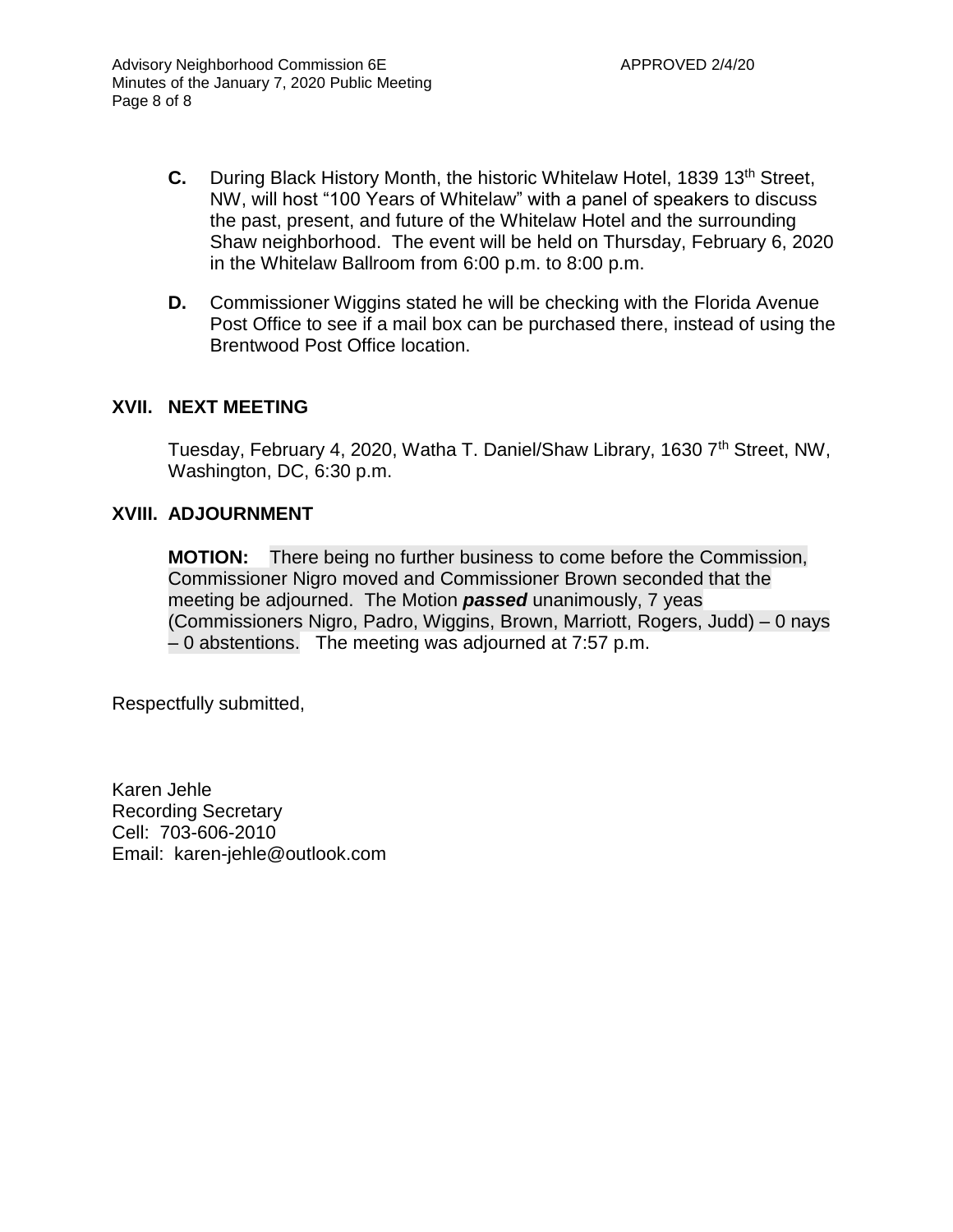**C.** During Black History Month, the historic Whitelaw Hotel, 1839 13th Street, NW, will host "100 Years of Whitelaw" with a panel of speakers to discuss the past, present, and future of the Whitelaw Hotel and the surrounding Shaw neighborhood. The event will be held on Thursday, February 6, 2020 in the Whitelaw Ballroom from 6:00 p.m. to 8:00 p.m.

**D.** Commissioner Wiggins stated he will be checking with the Florida Avenue Post Office to see if a mail box can be purchased there, instead of using the Brentwood Post Office location.

## XVII. NEXT MEETING

Tuesday, February 4, 2020, Watha T. Daniel/Shaw Library, 1630 7th Street, NW, Washington, DC, 6:30 p.m.

## XVIII. ADJOURNMENT

**MOTION:** There being no further business to come before the Commission, Commissioner Nigro moved and Commissioner Brown seconded that the meeting be adjourned. The Motion ***passed*** unanimously, 7 yeas (Commissioners Nigro, Padro, Wiggins, Brown, Marriott, Rogers, Judd) – 0 nays – 0 abstentions. The meeting was adjourned at 7:57 p.m.

Respectfully submitted,

Karen Jehle
Recording Secretary
Cell: 703-606-2010
Email: karen-jehle@outlook.com